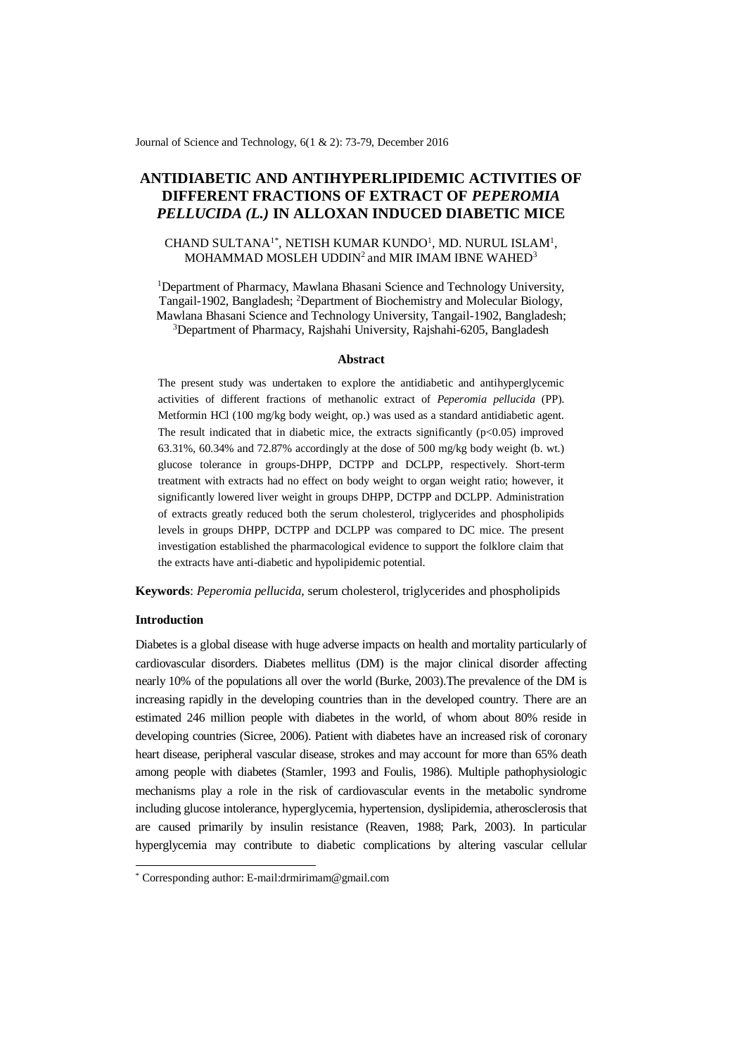# ANTIDIABETIC AND ANTIHYPERLIPIDEMIC ACTIVITIES OF DIFFERENT FRACTIONS OF EXTRACT OF *PEPEROMIA PELLUCIDA (L.)* IN ALLOXAN INDUCED DIABETIC MICE

CHAND SULTANA[1*], NETISH KUMAR KUNDO[1], MD. NURUL ISLAM[1], MOHAMMAD MOSLEH UDDIN[2] and MIR IMAM IBNE WAHED[3]

[1]Department of Pharmacy, Mawlana Bhasani Science and Technology University, Tangail-1902, Bangladesh; [2]Department of Biochemistry and Molecular Biology, Mawlana Bhasani Science and Technology University, Tangail-1902, Bangladesh; [3]Department of Pharmacy, Rajshahi University, Rajshahi-6205, Bangladesh

## Abstract

The present study was undertaken to explore the antidiabetic and antihyperglycemic activities of different fractions of methanolic extract of *Peperomia pellucida* (PP). Metformin HCl (100 mg/kg body weight, op.) was used as a standard antidiabetic agent. The result indicated that in diabetic mice, the extracts significantly ($p<0.05$) improved 63.31%, 60.34% and 72.87% accordingly at the dose of 500 mg/kg body weight (b. wt.) glucose tolerance in groups-DHPP, DCTPP and DCLPP, respectively. Short-term treatment with extracts had no effect on body weight to organ weight ratio; however, it significantly lowered liver weight in groups DHPP, DCTPP and DCLPP. Administration of extracts greatly reduced both the serum cholesterol, triglycerides and phospholipids levels in groups DHPP, DCTPP and DCLPP was compared to DC mice. The present investigation established the pharmacological evidence to support the folklore claim that the extracts have anti-diabetic and hypolipidemic potential.

**Keywords**: *Peperomia pellucida*, serum cholesterol, triglycerides and phospholipids

### Introduction

Diabetes is a global disease with huge adverse impacts on health and mortality particularly of cardiovascular disorders. Diabetes mellitus (DM) is the major clinical disorder affecting nearly 10% of the populations all over the world (Burke, 2003).The prevalence of the DM is increasing rapidly in the developing countries than in the developed country. There are an estimated 246 million people with diabetes in the world, of whom about 80% reside in developing countries (Sicree, 2006). Patient with diabetes have an increased risk of coronary heart disease, peripheral vascular disease, strokes and may account for more than 65% death among people with diabetes (Stamler, 1993 and Foulis, 1986). Multiple pathophysiologic mechanisms play a role in the risk of cardiovascular events in the metabolic syndrome including glucose intolerance, hyperglycemia, hypertension, dyslipidemia, atherosclerosis that are caused primarily by insulin resistance (Reaven, 1988; Park, 2003). In particular hyperglycemia may contribute to diabetic complications by altering vascular cellular

[*] Corresponding author: E-mail:drmirimam@gmail.com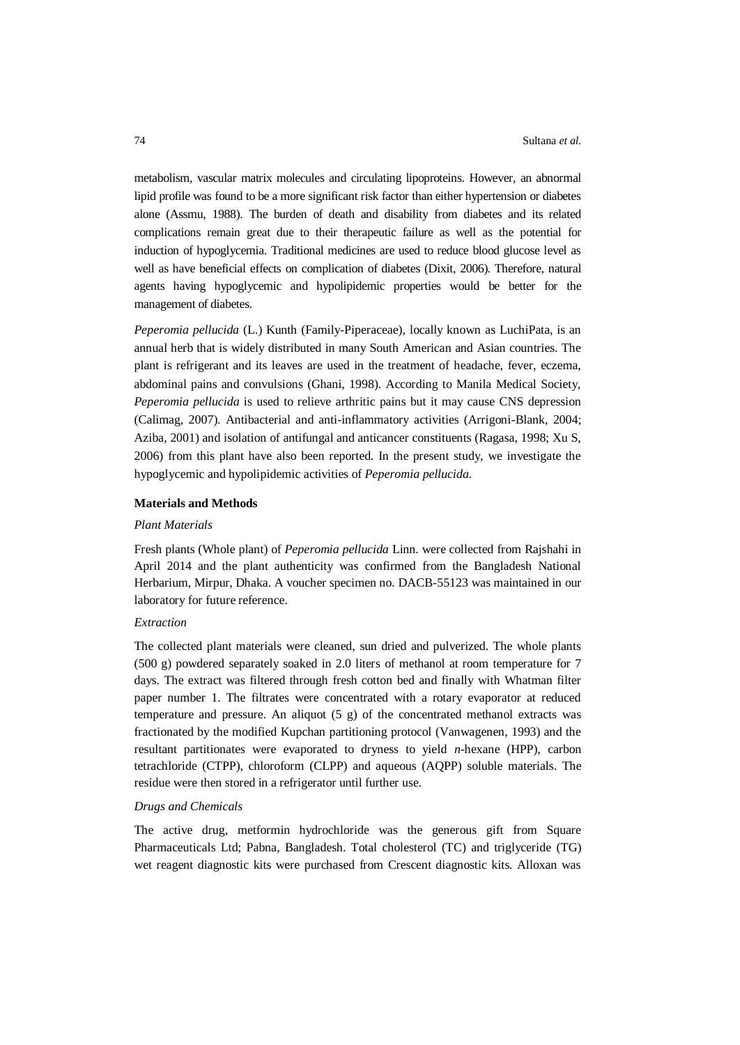metabolism, vascular matrix molecules and circulating lipoproteins. However, an abnormal lipid profile was found to be a more significant risk factor than either hypertension or diabetes alone (Assmu, 1988). The burden of death and disability from diabetes and its related complications remain great due to their therapeutic failure as well as the potential for induction of hypoglycemia. Traditional medicines are used to reduce blood glucose level as well as have beneficial effects on complication of diabetes (Dixit, 2006). Therefore, natural agents having hypoglycemic and hypolipidemic properties would be better for the management of diabetes.

*Peperomia pellucida* (L.) Kunth (Family-Piperaceae), locally known as LuchiPata, is an annual herb that is widely distributed in many South American and Asian countries. The plant is refrigerant and its leaves are used in the treatment of headache, fever, eczema, abdominal pains and convulsions (Ghani, 1998). According to Manila Medical Society, *Peperomia pellucida* is used to relieve arthritic pains but it may cause CNS depression (Calimag, 2007). Antibacterial and anti-inflammatory activities (Arrigoni-Blank, 2004; Aziba, 2001) and isolation of antifungal and anticancer constituents (Ragasa, 1998; Xu S, 2006) from this plant have also been reported. In the present study, we investigate the hypoglycemic and hypolipidemic activities of *Peperomia pellucida*.

## Materials and Methods

### *Plant Materials*

Fresh plants (Whole plant) of *Peperomia pellucida* Linn. were collected from Rajshahi in April 2014 and the plant authenticity was confirmed from the Bangladesh National Herbarium, Mirpur, Dhaka. A voucher specimen no. DACB-55123 was maintained in our laboratory for future reference.

### *Extraction*

The collected plant materials were cleaned, sun dried and pulverized. The whole plants (500 g) powdered separately soaked in 2.0 liters of methanol at room temperature for 7 days. The extract was filtered through fresh cotton bed and finally with Whatman filter paper number 1. The filtrates were concentrated with a rotary evaporator at reduced temperature and pressure. An aliquot (5 g) of the concentrated methanol extracts was fractionated by the modified Kupchan partitioning protocol (Vanwagenen, 1993) and the resultant partitionates were evaporated to dryness to yield *n*-hexane (HPP), carbon tetrachloride (CTPP), chloroform (CLPP) and aqueous (AQPP) soluble materials. The residue were then stored in a refrigerator until further use.

### *Drugs and Chemicals*

The active drug, metformin hydrochloride was the generous gift from Square Pharmaceuticals Ltd; Pabna, Bangladesh. Total cholesterol (TC) and triglyceride (TG) wet reagent diagnostic kits were purchased from Crescent diagnostic kits. Alloxan was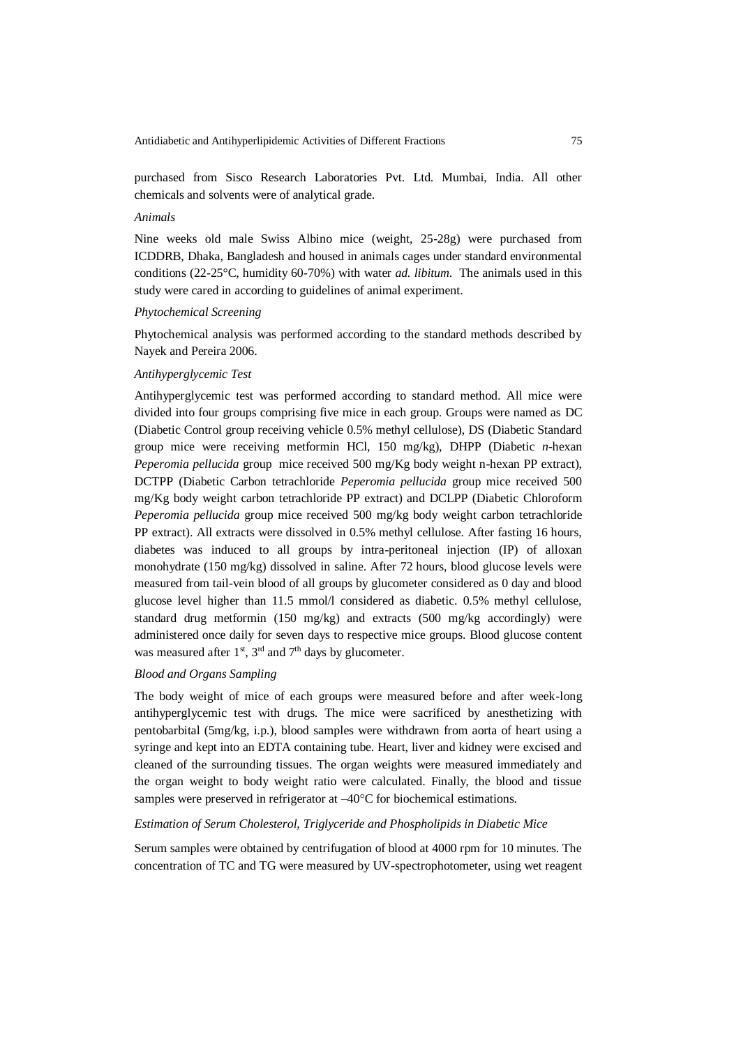purchased from Sisco Research Laboratories Pvt. Ltd. Mumbai, India. All other chemicals and solvents were of analytical grade.

*Animals*

Nine weeks old male Swiss Albino mice (weight, 25-28g) were purchased from ICDDRB, Dhaka, Bangladesh and housed in animals cages under standard environmental conditions (22-25°C, humidity 60-70%) with water *ad. libitum*. The animals used in this study were cared in according to guidelines of animal experiment.

*Phytochemical Screening*

Phytochemical analysis was performed according to the standard methods described by Nayek and Pereira 2006.

*Antihyperglycemic Test*

Antihyperglycemic test was performed according to standard method. All mice were divided into four groups comprising five mice in each group. Groups were named as DC (Diabetic Control group receiving vehicle 0.5% methyl cellulose), DS (Diabetic Standard group mice were receiving metformin HCl, 150 mg/kg), DHPP (Diabetic *n*-hexan *Peperomia pellucida* group mice received 500 mg/Kg body weight n-hexan PP extract), DCTPP (Diabetic Carbon tetrachloride *Peperomia pellucida* group mice received 500 mg/Kg body weight carbon tetrachloride PP extract) and DCLPP (Diabetic Chloroform *Peperomia pellucida* group mice received 500 mg/kg body weight carbon tetrachloride PP extract). All extracts were dissolved in 0.5% methyl cellulose. After fasting 16 hours, diabetes was induced to all groups by intra-peritoneal injection (IP) of alloxan monohydrate (150 mg/kg) dissolved in saline. After 72 hours, blood glucose levels were measured from tail-vein blood of all groups by glucometer considered as 0 day and blood glucose level higher than 11.5 mmol/l considered as diabetic. 0.5% methyl cellulose, standard drug metformin (150 mg/kg) and extracts (500 mg/kg accordingly) were administered once daily for seven days to respective mice groups. Blood glucose content was measured after 1$^{st}$, 3$^{rd}$ and 7$^{th}$ days by glucometer.

*Blood and Organs Sampling*

The body weight of mice of each groups were measured before and after week-long antihyperglycemic test with drugs. The mice were sacrificed by anesthetizing with pentobarbital (5mg/kg, i.p.), blood samples were withdrawn from aorta of heart using a syringe and kept into an EDTA containing tube. Heart, liver and kidney were excised and cleaned of the surrounding tissues. The organ weights were measured immediately and the organ weight to body weight ratio were calculated. Finally, the blood and tissue samples were preserved in refrigerator at –40°C for biochemical estimations.

*Estimation of Serum Cholesterol, Triglyceride and Phospholipids in Diabetic Mice*

Serum samples were obtained by centrifugation of blood at 4000 rpm for 10 minutes. The concentration of TC and TG were measured by UV-spectrophotometer, using wet reagent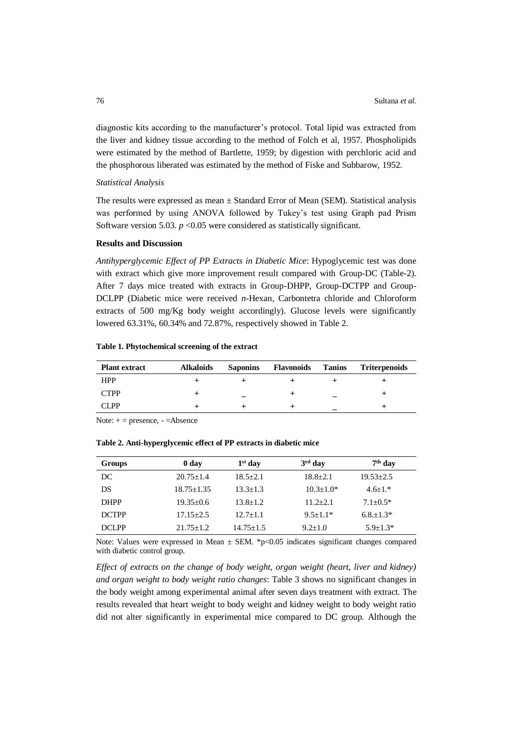diagnostic kits according to the manufacturer's protocol. Total lipid was extracted from the liver and kidney tissue according to the method of Folch et al, 1957. Phospholipids were estimated by the method of Bartlette, 1959; by digestion with perchloric acid and the phosphorous liberated was estimated by the method of Fiske and Subbarow, 1952.

*Statistical Analysis*

The results were expressed as mean ± Standard Error of Mean (SEM). Statistical analysis was performed by using ANOVA followed by Tukey's test using Graph pad Prism Software version 5.03. $p$ <0.05 were considered as statistically significant.

## Results and Discussion

*Antihyperglycemic Effect of PP Extracts in Diabetic Mice*: Hypoglycemic test was done with extract which give more improvement result compared with Group-DC (Table-2). After 7 days mice treated with extracts in Group-DHPP, Group-DCTPP and Group-DCLPP (Diabetic mice were received *n*-Hexan, Carbontetra chloride and Chloroform extracts of 500 mg/Kg body weight accordingly). Glucose levels were significantly lowered 63.31%, 60.34% and 72.87%, respectively showed in Table 2.

**Table 1. Phytochemical screening of the extract**

| Plant extract | Alkaloids | Saponins | Flavonoids | Tanins | Triterpenoids |
|---|---|---|---|---|---|
| HPP | + | + | + | + | + |
| CTPP | + | _ | + | _ | + |
| CLPP | + | + | + | _ | + |

Note: + = presence, - =Absence

**Table 2. Anti-hyperglycemic effect of PP extracts in diabetic mice**

| Groups | 0 day | 1st day | 3rd day | 7th day |
|---|---|---|---|---|
| DC | 20.75±1.4 | 18.5±2.1 | 18.8±2.1 | 19.53±2.5 |
| DS | 18.75±1.35 | 13.3±1.3 | 10.3±1.0* | 4.6±1.* |
| DHPP | 19.35±0.6 | 13.8±1.2 | 11.2±2.1 | 7.1±0.5* |
| DCTPP | 17.15±2.5 | 12.7±1.1 | 9.5±1.1* | 6.8.±1.3* |
| DCLPP | 21.75±1.2 | 14.75±1.5 | 9.2±1.0 | 5.9±1.3* |

Note: Values were expressed in Mean ± SEM. *p<0.05 indicates significant changes compared with diabetic control group.

*Effect of extracts on the change of body weight, organ weight (heart, liver and kidney) and organ weight to body weight ratio changes*: Table 3 shows no significant changes in the body weight among experimental animal after seven days treatment with extract. The results revealed that heart weight to body weight and kidney weight to body weight ratio did not alter significantly in experimental mice compared to DC group. Although the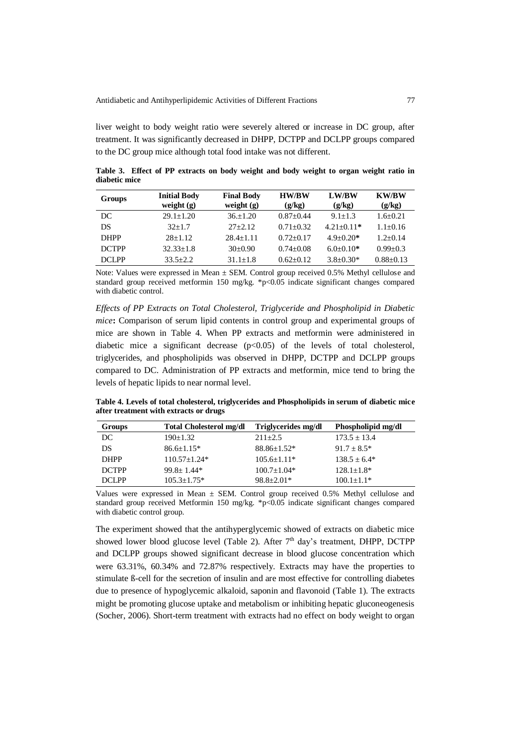liver weight to body weight ratio were severely altered or increase in DC group, after treatment. It was significantly decreased in DHPP, DCTPP and DCLPP groups compared to the DC group mice although total food intake was not different.

**Table 3. Effect of PP extracts on body weight and body weight to organ weight ratio in diabetic mice**

| Groups | Initial Body weight (g) | Final Body weight (g) | HW/BW (g/kg) | LW/BW (g/kg) | KW/BW (g/kg) |
|---|---|---|---|---|---|
| DC | 29.1±1.20 | 36.±1.20 | 0.87±0.44 | 9.1±1.3 | 1.6±0.21 |
| DS | 32±1.7 | 27±2.12 | 0.71±0.32 | 4.21±0.11* | 1.1±0.16 |
| DHPP | 28±1.12 | 28.4±1.11 | 0.72±0.17 | 4.9±0.20* | 1.2±0.14 |
| DCTPP | 32.33±1.8 | 30±0.90 | 0.74±0.08 | 6.0±0.10* | 0.99±0.3 |
| DCLPP | 33.5±2.2 | 31.1±1.8 | 0.62±0.12 | 3.8±0.30* | 0.88±0.13 |

Note: Values were expressed in Mean ± SEM. Control group received 0.5% Methyl cellulose and standard group received metformin 150 mg/kg. *p<0.05 indicate significant changes compared with diabetic control.

*Effects of PP Extracts on Total Cholesterol, Triglyceride and Phospholipid in Diabetic mice***:** Comparison of serum lipid contents in control group and experimental groups of mice are shown in Table 4. When PP extracts and metformin were administered in diabetic mice a significant decrease ($p<0.05$) of the levels of total cholesterol, triglycerides, and phospholipids was observed in DHPP, DCTPP and DCLPP groups compared to DC. Administration of PP extracts and metformin, mice tend to bring the levels of hepatic lipids to near normal level.

**Table 4. Levels of total cholesterol, triglycerides and Phospholipids in serum of diabetic mice after treatment with extracts or drugs**

| Groups | Total Cholesterol mg/dl | Triglycerides mg/dl | Phospholipid mg/dl |
|---|---|---|---|
| DC | 190±1.32 | 211±2.5 | 173.5 ± 13.4 |
| DS | 86.6±1.15* | 88.86±1.52* | 91.7 ± 8.5* |
| DHPP | 110.57±1.24* | 105.6±1.11* | 138.5 ± 6.4* |
| DCTPP | 99.8± 1.44* | 100.7±1.04* | 128.1±1.8* |
| DCLPP | 105.3±1.75* | 98.8±2.01* | 100.1±1.1* |

Values were expressed in Mean ± SEM. Control group received 0.5% Methyl cellulose and standard group received Metformin 150 mg/kg. *p<0.05 indicate significant changes compared with diabetic control group.

The experiment showed that the antihyperglycemic showed of extracts on diabetic mice showed lower blood glucose level (Table 2). After 7th day's treatment, DHPP, DCTPP and DCLPP groups showed significant decrease in blood glucose concentration which were 63.31%, 60.34% and 72.87% respectively. Extracts may have the properties to stimulate ß-cell for the secretion of insulin and are most effective for controlling diabetes due to presence of hypoglycemic alkaloid, saponin and flavonoid (Table 1). The extracts might be promoting glucose uptake and metabolism or inhibiting hepatic gluconeogenesis (Socher, 2006). Short-term treatment with extracts had no effect on body weight to organ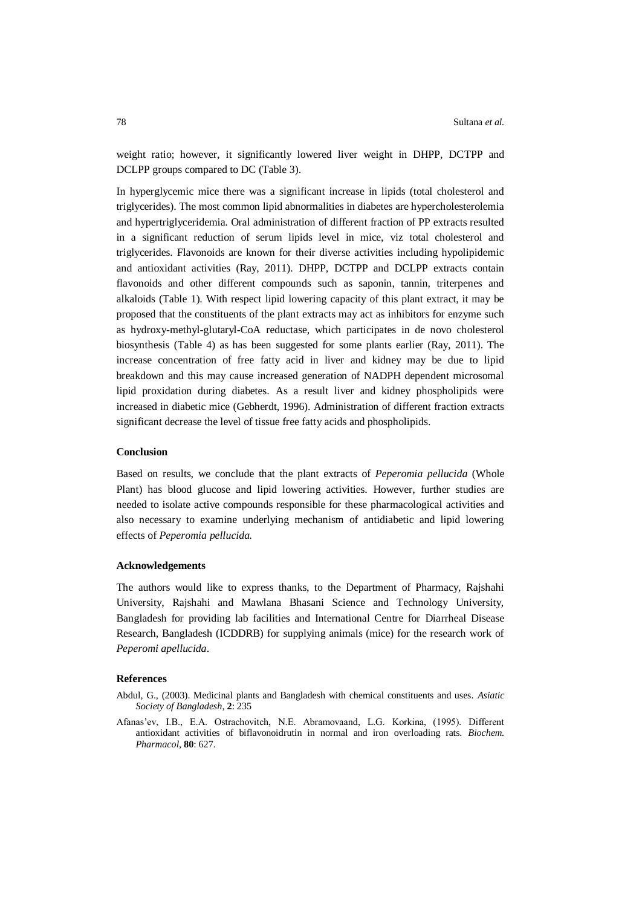weight ratio; however, it significantly lowered liver weight in DHPP, DCTPP and DCLPP groups compared to DC (Table 3).

In hyperglycemic mice there was a significant increase in lipids (total cholesterol and triglycerides). The most common lipid abnormalities in diabetes are hypercholesterolemia and hypertriglyceridemia. Oral administration of different fraction of PP extracts resulted in a significant reduction of serum lipids level in mice, viz total cholesterol and triglycerides. Flavonoids are known for their diverse activities including hypolipidemic and antioxidant activities (Ray, 2011). DHPP, DCTPP and DCLPP extracts contain flavonoids and other different compounds such as saponin, tannin, triterpenes and alkaloids (Table 1). With respect lipid lowering capacity of this plant extract, it may be proposed that the constituents of the plant extracts may act as inhibitors for enzyme such as hydroxy-methyl-glutaryl-CoA reductase, which participates in de novo cholesterol biosynthesis (Table 4) as has been suggested for some plants earlier (Ray, 2011). The increase concentration of free fatty acid in liver and kidney may be due to lipid breakdown and this may cause increased generation of NADPH dependent microsomal lipid proxidation during diabetes. As a result liver and kidney phospholipids were increased in diabetic mice (Gebherdt, 1996). Administration of different fraction extracts significant decrease the level of tissue free fatty acids and phospholipids.

## Conclusion

Based on results, we conclude that the plant extracts of *Peperomia pellucida* (Whole Plant) has blood glucose and lipid lowering activities. However, further studies are needed to isolate active compounds responsible for these pharmacological activities and also necessary to examine underlying mechanism of antidiabetic and lipid lowering effects of *Peperomia pellucida.*

## Acknowledgements

The authors would like to express thanks, to the Department of Pharmacy, Rajshahi University, Rajshahi and Mawlana Bhasani Science and Technology University, Bangladesh for providing lab facilities and International Centre for Diarrheal Disease Research, Bangladesh (ICDDRB) for supplying animals (mice) for the research work of *Peperomi apellucida*.

## References

Abdul, G., (2003). Medicinal plants and Bangladesh with chemical constituents and uses. *Asiatic Society of Bangladesh*, **2**: 235

Afanas'ev, I.B., E.A. Ostrachovitch, N.E. Abramovaand, L.G. Korkina, (1995). Different antioxidant activities of biflavonoidrutin in normal and iron overloading rats. *Biochem. Pharmacol*, **80**: 627.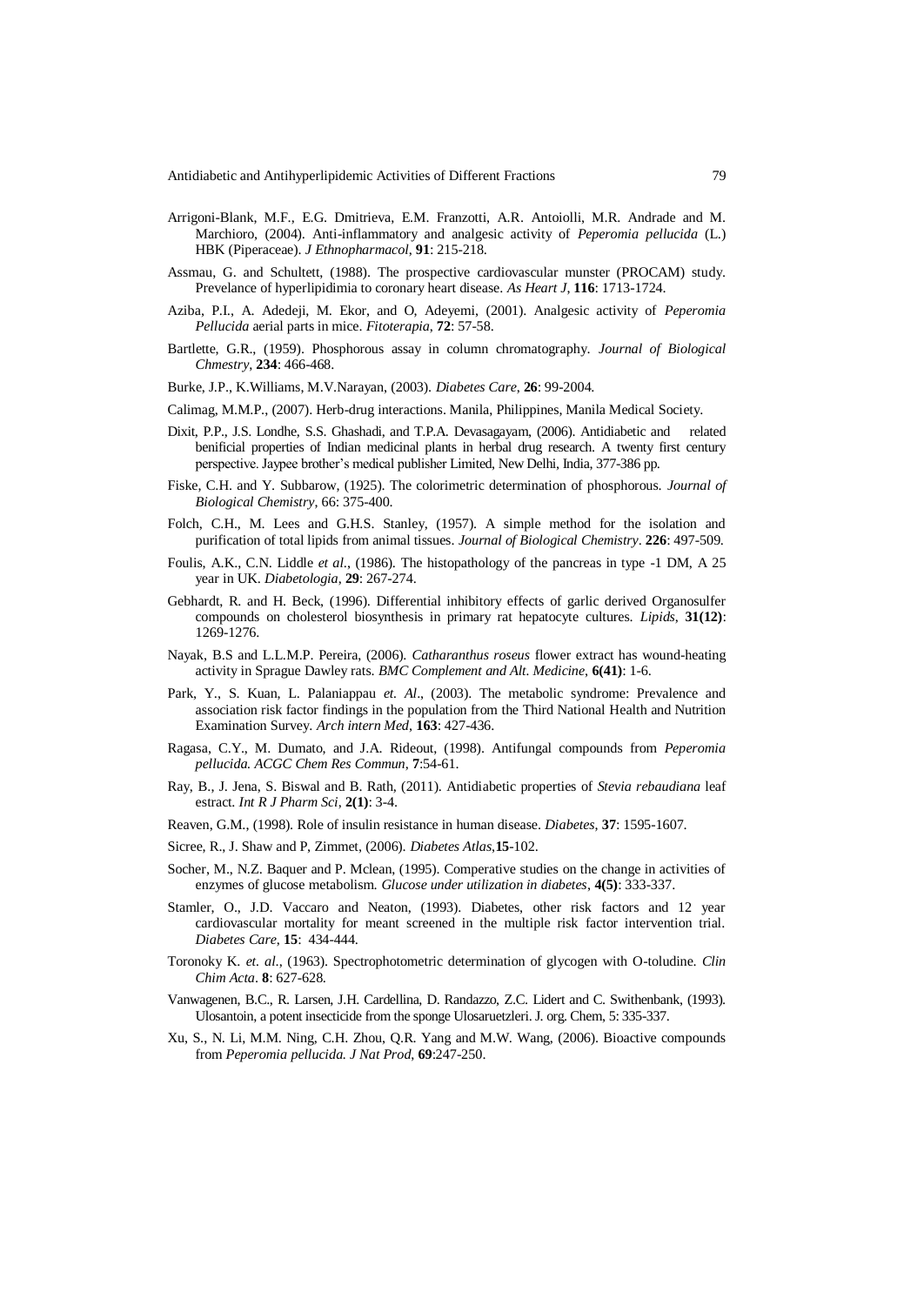- Arrigoni-Blank, M.F., E.G. Dmitrieva, E.M. Franzotti, A.R. Antoiolli, M.R. Andrade and M. Marchioro, (2004). Anti-inflammatory and analgesic activity of *Peperomia pellucida* (L.) HBK (Piperaceae). *J Ethnopharmacol*, **91**: 215-218.
- Assmau, G. and Schultett, (1988). The prospective cardiovascular munster (PROCAM) study. Prevelance of hyperlipidimia to coronary heart disease. *As Heart J*, **116**: 1713-1724.
- Aziba, P.I., A. Adedeji, M. Ekor, and O, Adeyemi, (2001). Analgesic activity of *Peperomia Pellucida* aerial parts in mice. *Fitoterapia*, **72**: 57-58.
- Bartlette, G.R., (1959). Phosphorous assay in column chromatography. *Journal of Biological Chmestry*, **234**: 466-468.
- Burke, J.P., K.Williams, M.V.Narayan, (2003). *Diabetes Care*, **26**: 99-2004.
- Calimag, M.M.P., (2007). Herb-drug interactions. Manila, Philippines, Manila Medical Society.
- Dixit, P.P., J.S. Londhe, S.S. Ghashadi, and T.P.A. Devasagayam, (2006). Antidiabetic and related benificial properties of Indian medicinal plants in herbal drug research. A twenty first century perspective. Jaypee brother's medical publisher Limited, New Delhi, India, 377-386 pp.
- Fiske, C.H. and Y. Subbarow, (1925). The colorimetric determination of phosphorous. *Journal of Biological Chemistry*, 66: 375-400.
- Folch, C.H., M. Lees and G.H.S. Stanley, (1957). A simple method for the isolation and purification of total lipids from animal tissues. *Journal of Biological Chemistry*. **226**: 497-509.
- Foulis, A.K., C.N. Liddle *et al.*, (1986). The histopathology of the pancreas in type -1 DM, A 25 year in UK. *Diabetologia*, **29**: 267-274.
- Gebhardt, R. and H. Beck, (1996). Differential inhibitory effects of garlic derived Organosulfer compounds on cholesterol biosynthesis in primary rat hepatocyte cultures. *Lipids*, **31(12)**: 1269-1276.
- Nayak, B.S and L.L.M.P. Pereira, (2006). *Catharanthus roseus* flower extract has wound-heating activity in Sprague Dawley rats. *BMC Complement and Alt. Medicine*, **6(41)**: 1-6.
- Park, Y., S. Kuan, L. Palaniappau *et. Al*., (2003). The metabolic syndrome: Prevalence and association risk factor findings in the population from the Third National Health and Nutrition Examination Survey. *Arch intern Med*, **163**: 427-436.
- Ragasa, C.Y., M. Dumato, and J.A. Rideout, (1998). Antifungal compounds from *Peperomia pellucida. ACGC Chem Res Commun*, **7**:54-61.
- Ray, B., J. Jena, S. Biswal and B. Rath, (2011). Antidiabetic properties of *Stevia rebaudiana* leaf estract. *Int R J Pharm Sci*, **2(1)**: 3-4.
- Reaven, G.M., (1998). Role of insulin resistance in human disease. *Diabetes*, **37**: 1595-1607.
- Sicree, R., J. Shaw and P, Zimmet, (2006). *Diabetes Atlas*,**15**-102.
- Socher, M., N.Z. Baquer and P. Mclean, (1995). Comperative studies on the change in activities of enzymes of glucose metabolism. *Glucose under utilization in diabetes*, **4(5)**: 333-337.
- Stamler, O., J.D. Vaccaro and Neaton, (1993). Diabetes, other risk factors and 12 year cardiovascular mortality for meant screened in the multiple risk factor intervention trial. *Diabetes Care*, **15**: 434-444.
- Toronoky K. *et. al*., (1963). Spectrophotometric determination of glycogen with O-toludine. *Clin Chim Acta*. **8**: 627-628.
- Vanwagenen, B.C., R. Larsen, J.H. Cardellina, D. Randazzo, Z.C. Lidert and C. Swithenbank, (1993). Ulosantoin, a potent insecticide from the sponge Ulosaruetzleri. J. org. Chem, 5: 335-337.
- Xu, S., N. Li, M.M. Ning, C.H. Zhou, Q.R. Yang and M.W. Wang, (2006). Bioactive compounds from *Peperomia pellucida. J Nat Prod*, **69**:247-250.